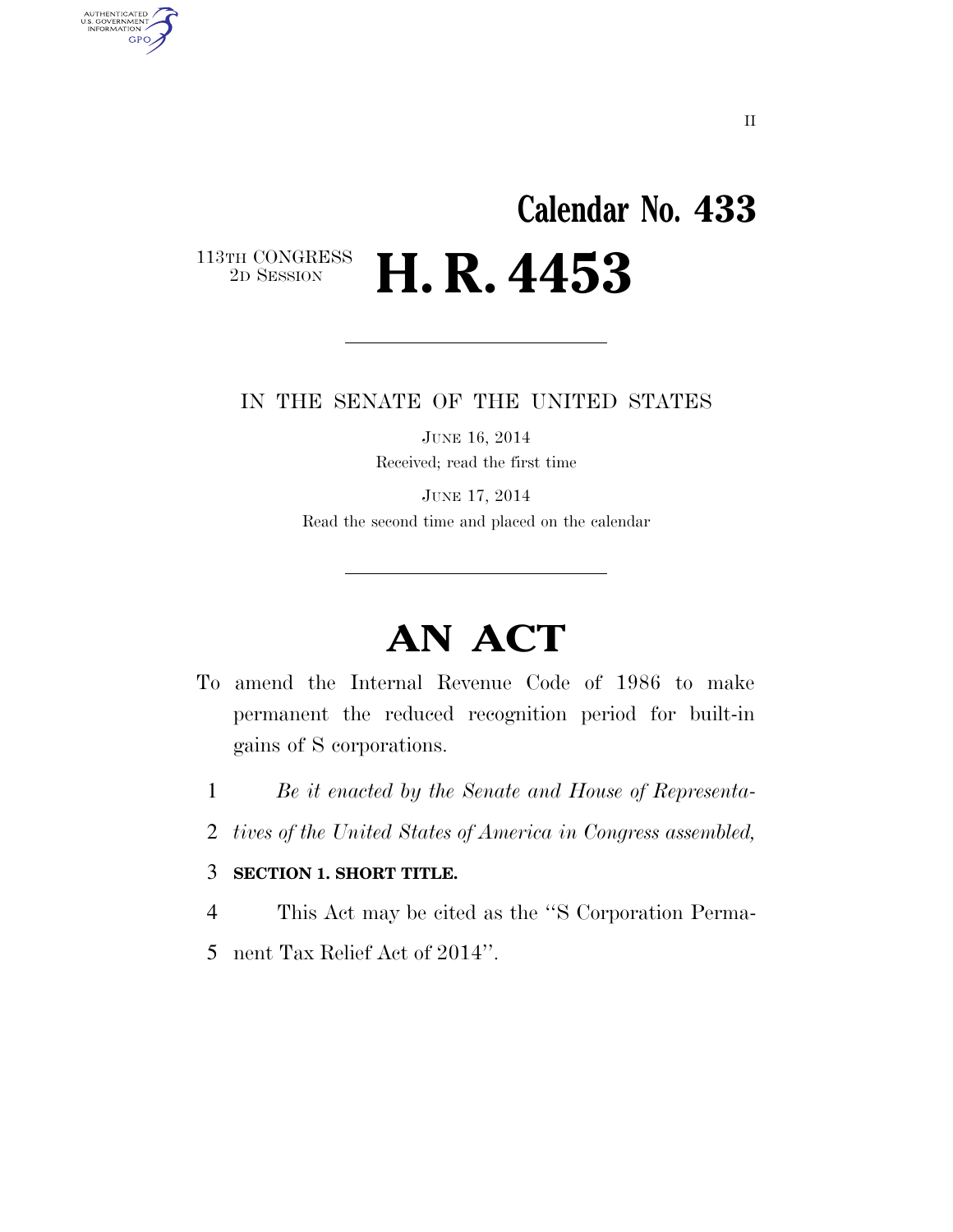Calendar No. 433

113TH CONGRESS
2D SESSION

# H. R. 4453

IN THE SENATE OF THE UNITED STATES

JUNE 16, 2014

Received; read the first time

JUNE 17, 2014

Read the second time and placed on the calendar

---

# AN ACT

To amend the Internal Revenue Code of 1986 to make permanent the reduced recognition period for built-in gains of S corporations.

1 *Be it enacted by the Senate and House of Representa-*
2 *tives of the United States of America in Congress assembled,*

3 **SECTION 1. SHORT TITLE.**

4 This Act may be cited as the ''S Corporation Perma-
5 nent Tax Relief Act of 2014''.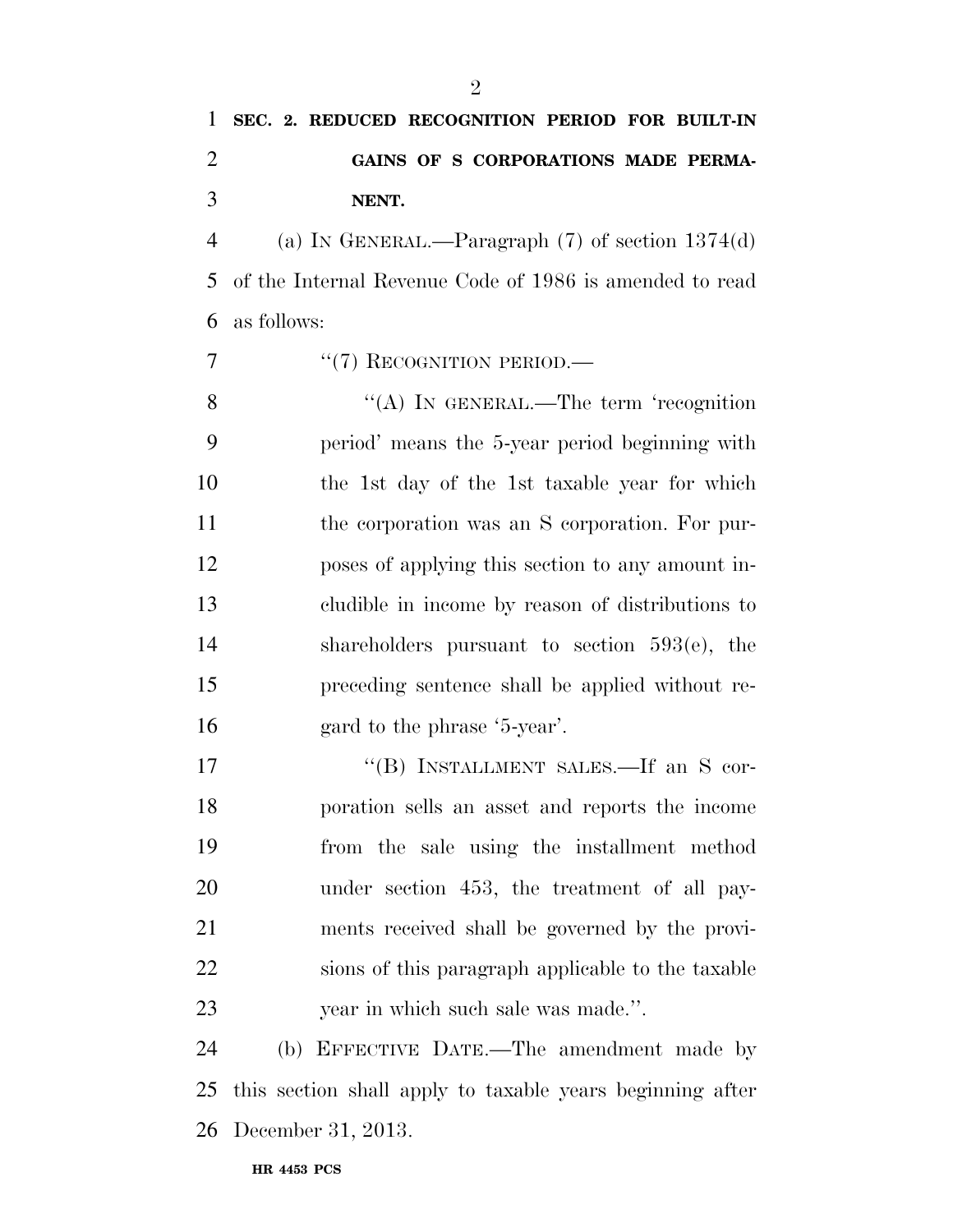**SEC. 2. REDUCED RECOGNITION PERIOD FOR BUILT-IN GAINS OF S CORPORATIONS MADE PERMANENT.**

(a) IN GENERAL.—Paragraph (7) of section 1374(d) of the Internal Revenue Code of 1986 is amended to read as follows:

"(7) RECOGNITION PERIOD.—

"(A) IN GENERAL.—The term 'recognition period' means the 5-year period beginning with the 1st day of the 1st taxable year for which the corporation was an S corporation. For purposes of applying this section to any amount includible in income by reason of distributions to shareholders pursuant to section 593(e), the preceding sentence shall be applied without regard to the phrase '5-year'.

"(B) INSTALLMENT SALES.—If an S corporation sells an asset and reports the income from the sale using the installment method under section 453, the treatment of all payments received shall be governed by the provisions of this paragraph applicable to the taxable year in which such sale was made.".

(b) EFFECTIVE DATE.—The amendment made by this section shall apply to taxable years beginning after December 31, 2013.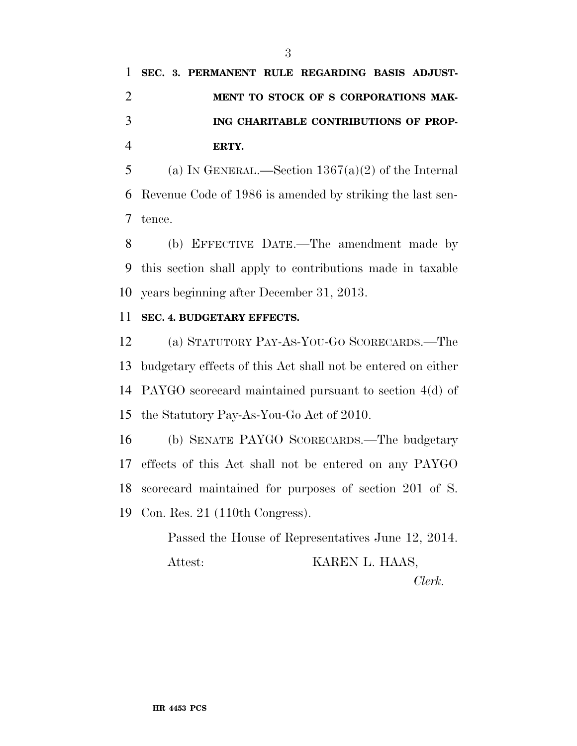**SEC. 3. PERMANENT RULE REGARDING BASIS ADJUSTMENT TO STOCK OF S CORPORATIONS MAKING CHARITABLE CONTRIBUTIONS OF PROPERTY.**

(a) IN GENERAL.—Section 1367(a)(2) of the Internal Revenue Code of 1986 is amended by striking the last sentence.

(b) EFFECTIVE DATE.—The amendment made by this section shall apply to contributions made in taxable years beginning after December 31, 2013.

**SEC. 4. BUDGETARY EFFECTS.**

(a) STATUTORY PAY-AS-YOU-GO SCORECARDS.—The budgetary effects of this Act shall not be entered on either PAYGO scorecard maintained pursuant to section 4(d) of the Statutory Pay-As-You-Go Act of 2010.

(b) SENATE PAYGO SCORECARDS.—The budgetary effects of this Act shall not be entered on any PAYGO scorecard maintained for purposes of section 201 of S. Con. Res. 21 (110th Congress).

Passed the House of Representatives June 12, 2014.

Attest: KAREN L. HAAS,

*Clerk.*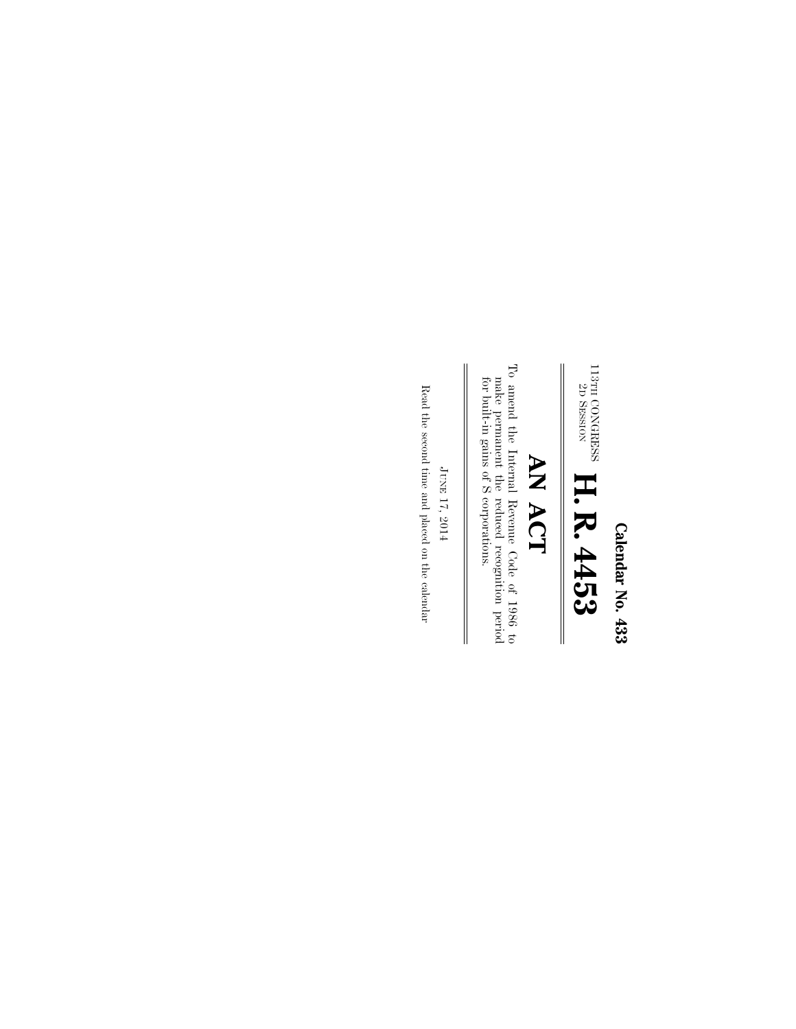Calendar No. 433

113TH CONGRESS
2D SESSION

# H. R. 4453

# AN ACT

To amend the Internal Revenue Code of 1986 to make permanent the reduced recognition period for built-in gains of S corporations.

JUNE 17, 2014

Read the second time and placed on the calendar